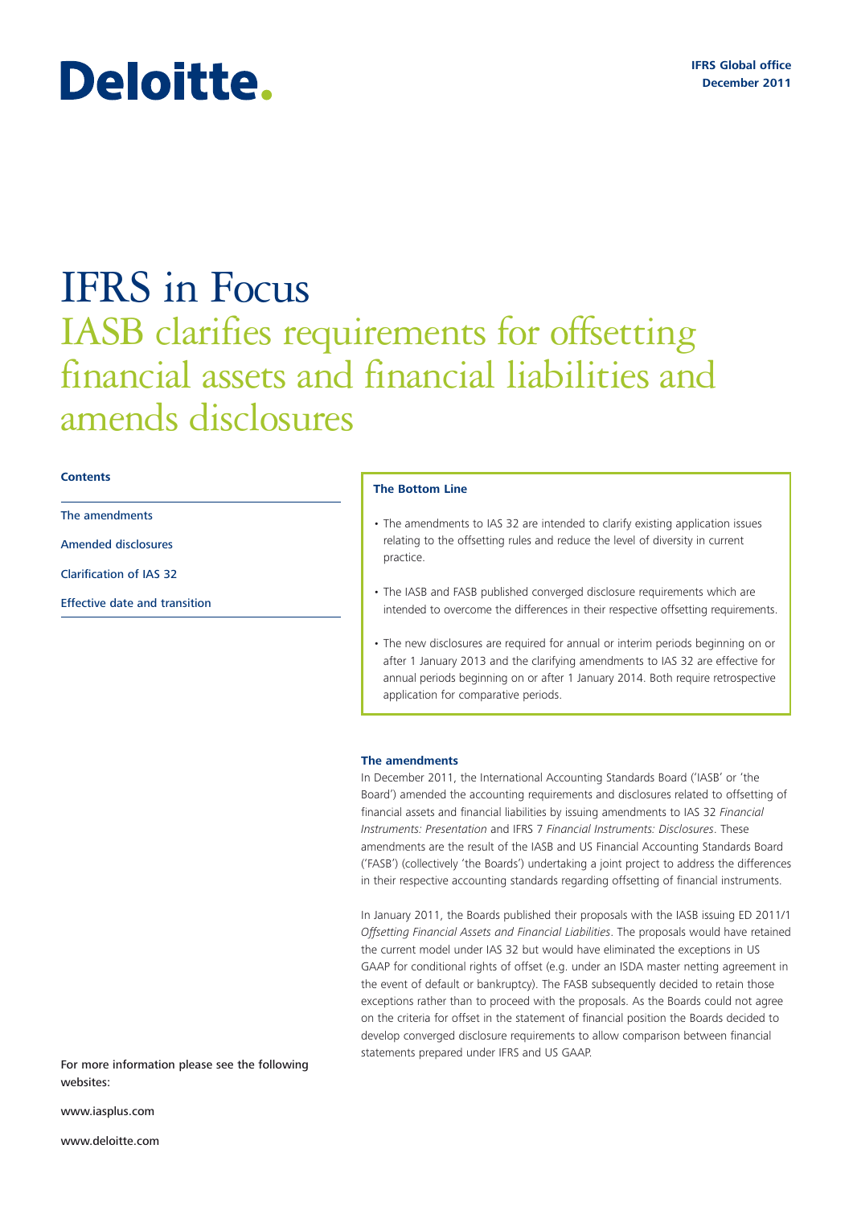Deloitte.

IFRS Global office
December 2011

# IFRS in Focus
## IASB clarifies requirements for offsetting financial assets and financial liabilities and amends disclosures

**Contents**

- The amendments
- Amended disclosures
- Clarification of IAS 32
- Effective date and transition

**The Bottom Line**

- The amendments to IAS 32 are intended to clarify existing application issues relating to the offsetting rules and reduce the level of diversity in current practice.
- The IASB and FASB published converged disclosure requirements which are intended to overcome the differences in their respective offsetting requirements.
- The new disclosures are required for annual or interim periods beginning on or after 1 January 2013 and the clarifying amendments to IAS 32 are effective for annual periods beginning on or after 1 January 2014. Both require retrospective application for comparative periods.

### The amendments

In December 2011, the International Accounting Standards Board ('IASB' or 'the Board') amended the accounting requirements and disclosures related to offsetting of financial assets and financial liabilities by issuing amendments to IAS 32 *Financial Instruments: Presentation* and IFRS 7 *Financial Instruments: Disclosures*. These amendments are the result of the IASB and US Financial Accounting Standards Board ('FASB') (collectively 'the Boards') undertaking a joint project to address the differences in their respective accounting standards regarding offsetting of financial instruments.

In January 2011, the Boards published their proposals with the IASB issuing ED 2011/1 *Offsetting Financial Assets and Financial Liabilities*. The proposals would have retained the current model under IAS 32 but would have eliminated the exceptions in US GAAP for conditional rights of offset (e.g. under an ISDA master netting agreement in the event of default or bankruptcy). The FASB subsequently decided to retain those exceptions rather than to proceed with the proposals. As the Boards could not agree on the criteria for offset in the statement of financial position the Boards decided to develop converged disclosure requirements to allow comparison between financial statements prepared under IFRS and US GAAP.

For more information please see the following websites:

www.iasplus.com

www.deloitte.com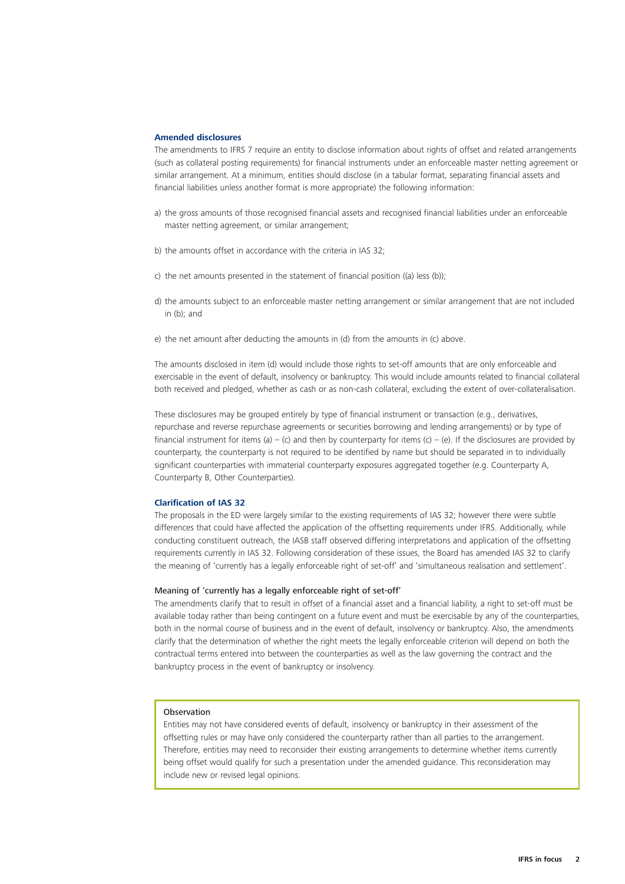### Amended disclosures

The amendments to IFRS 7 require an entity to disclose information about rights of offset and related arrangements (such as collateral posting requirements) for financial instruments under an enforceable master netting agreement or similar arrangement. At a minimum, entities should disclose (in a tabular format, separating financial assets and financial liabilities unless another format is more appropriate) the following information:

a) the gross amounts of those recognised financial assets and recognised financial liabilities under an enforceable master netting agreement, or similar arrangement;

b) the amounts offset in accordance with the criteria in IAS 32;

c) the net amounts presented in the statement of financial position ((a) less (b));

d) the amounts subject to an enforceable master netting arrangement or similar arrangement that are not included in (b); and

e) the net amount after deducting the amounts in (d) from the amounts in (c) above.

The amounts disclosed in item (d) would include those rights to set-off amounts that are only enforceable and exercisable in the event of default, insolvency or bankruptcy. This would include amounts related to financial collateral both received and pledged, whether as cash or as non-cash collateral, excluding the extent of over-collateralisation.

These disclosures may be grouped entirely by type of financial instrument or transaction (e.g., derivatives, repurchase and reverse repurchase agreements or securities borrowing and lending arrangements) or by type of financial instrument for items (a) – (c) and then by counterparty for items (c) – (e). If the disclosures are provided by counterparty, the counterparty is not required to be identified by name but should be separated in to individually significant counterparties with immaterial counterparty exposures aggregated together (e.g. Counterparty A, Counterparty B, Other Counterparties).

### Clarification of IAS 32

The proposals in the ED were largely similar to the existing requirements of IAS 32; however there were subtle differences that could have affected the application of the offsetting requirements under IFRS. Additionally, while conducting constituent outreach, the IASB staff observed differing interpretations and application of the offsetting requirements currently in IAS 32. Following consideration of these issues, the Board has amended IAS 32 to clarify the meaning of 'currently has a legally enforceable right of set-off' and 'simultaneous realisation and settlement'.

#### Meaning of 'currently has a legally enforceable right of set-off'

The amendments clarify that to result in offset of a financial asset and a financial liability, a right to set-off must be available today rather than being contingent on a future event and must be exercisable by any of the counterparties, both in the normal course of business and in the event of default, insolvency or bankruptcy. Also, the amendments clarify that the determination of whether the right meets the legally enforceable criterion will depend on both the contractual terms entered into between the counterparties as well as the law governing the contract and the bankruptcy process in the event of bankruptcy or insolvency.

> **Observation**
>
> Entities may not have considered events of default, insolvency or bankruptcy in their assessment of the offsetting rules or may have only considered the counterparty rather than all parties to the arrangement. Therefore, entities may need to reconsider their existing arrangements to determine whether items currently being offset would qualify for such a presentation under the amended guidance. This reconsideration may include new or revised legal opinions.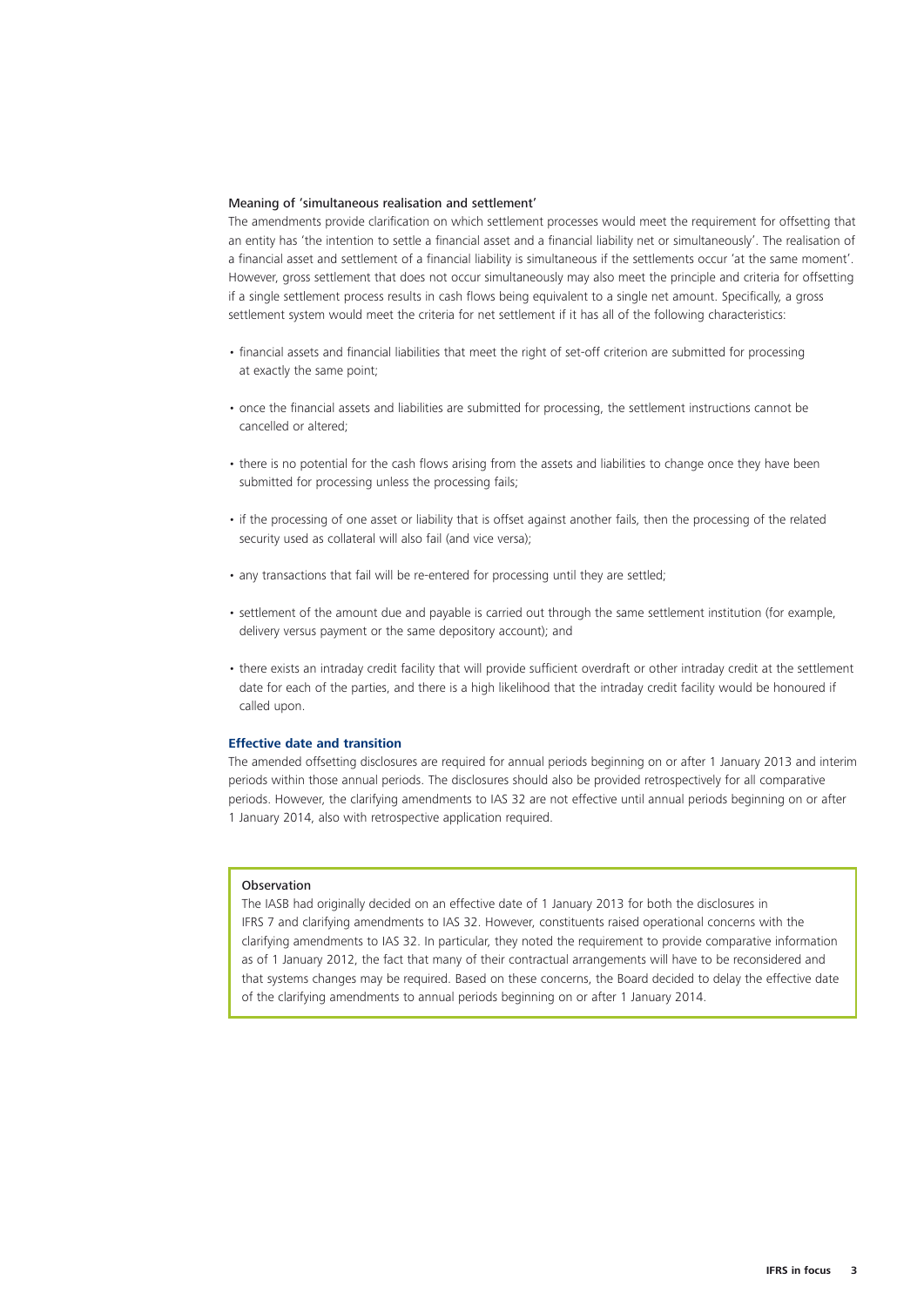### Meaning of 'simultaneous realisation and settlement'

The amendments provide clarification on which settlement processes would meet the requirement for offsetting that an entity has 'the intention to settle a financial asset and a financial liability net or simultaneously'. The realisation of a financial asset and settlement of a financial liability is simultaneous if the settlements occur 'at the same moment'. However, gross settlement that does not occur simultaneously may also meet the principle and criteria for offsetting if a single settlement process results in cash flows being equivalent to a single net amount. Specifically, a gross settlement system would meet the criteria for net settlement if it has all of the following characteristics:

- financial assets and financial liabilities that meet the right of set-off criterion are submitted for processing at exactly the same point;
- once the financial assets and liabilities are submitted for processing, the settlement instructions cannot be cancelled or altered;
- there is no potential for the cash flows arising from the assets and liabilities to change once they have been submitted for processing unless the processing fails;
- if the processing of one asset or liability that is offset against another fails, then the processing of the related security used as collateral will also fail (and vice versa);
- any transactions that fail will be re-entered for processing until they are settled;
- settlement of the amount due and payable is carried out through the same settlement institution (for example, delivery versus payment or the same depository account); and
- there exists an intraday credit facility that will provide sufficient overdraft or other intraday credit at the settlement date for each of the parties, and there is a high likelihood that the intraday credit facility would be honoured if called upon.

### Effective date and transition

The amended offsetting disclosures are required for annual periods beginning on or after 1 January 2013 and interim periods within those annual periods. The disclosures should also be provided retrospectively for all comparative periods. However, the clarifying amendments to IAS 32 are not effective until annual periods beginning on or after 1 January 2014, also with retrospective application required.

> **Observation**
>
> The IASB had originally decided on an effective date of 1 January 2013 for both the disclosures in IFRS 7 and clarifying amendments to IAS 32. However, constituents raised operational concerns with the clarifying amendments to IAS 32. In particular, they noted the requirement to provide comparative information as of 1 January 2012, the fact that many of their contractual arrangements will have to be reconsidered and that systems changes may be required. Based on these concerns, the Board decided to delay the effective date of the clarifying amendments to annual periods beginning on or after 1 January 2014.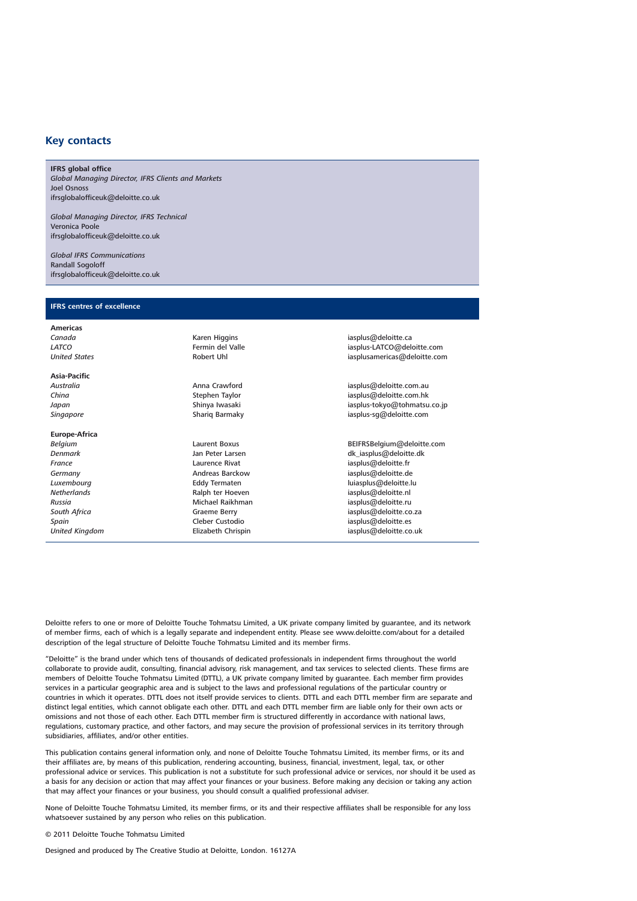## Key contacts

**IFRS global office**
*Global Managing Director, IFRS Clients and Markets*
Joel Osnoss
ifrsglobalofficeuk@deloitte.co.uk

*Global Managing Director, IFRS Technical*
Veronica Poole
ifrsglobalofficeuk@deloitte.co.uk

*Global IFRS Communications*
Randall Sogoloff
ifrsglobalofficeuk@deloitte.co.uk

**IFRS centres of excellence**

| | | |
|---|---|---|
| **Americas** | | |
| *Canada* | Karen Higgins | iasplus@deloitte.ca |
| *LATCO* | Fermin del Valle | iasplus-LATCO@deloitte.com |
| *United States* | Robert Uhl | iasplusamericas@deloitte.com |
| **Asia-Pacific** | | |
| *Australia* | Anna Crawford | iasplus@deloitte.com.au |
| *China* | Stephen Taylor | iasplus@deloitte.com.hk |
| *Japan* | Shinya Iwasaki | iasplus-tokyo@tohmatsu.co.jp |
| *Singapore* | Shariq Barmaky | iasplus-sg@deloitte.com |
| **Europe-Africa** | | |
| *Belgium* | Laurent Boxus | BEIFRSBelgium@deloitte.com |
| *Denmark* | Jan Peter Larsen | dk_iasplus@deloitte.dk |
| *France* | Laurence Rivat | iasplus@deloitte.fr |
| *Germany* | Andreas Barckow | iasplus@deloitte.de |
| *Luxembourg* | Eddy Termaten | luiasplus@deloitte.lu |
| *Netherlands* | Ralph ter Hoeven | iasplus@deloitte.nl |
| *Russia* | Michael Raikhman | iasplus@deloitte.ru |
| *South Africa* | Graeme Berry | iasplus@deloitte.co.za |
| *Spain* | Cleber Custodio | iasplus@deloitte.es |
| *United Kingdom* | Elizabeth Chrispin | iasplus@deloitte.co.uk |

Deloitte refers to one or more of Deloitte Touche Tohmatsu Limited, a UK private company limited by guarantee, and its network of member firms, each of which is a legally separate and independent entity. Please see www.deloitte.com/about for a detailed description of the legal structure of Deloitte Touche Tohmatsu Limited and its member firms.

"Deloitte" is the brand under which tens of thousands of dedicated professionals in independent firms throughout the world collaborate to provide audit, consulting, financial advisory, risk management, and tax services to selected clients. These firms are members of Deloitte Touche Tohmatsu Limited (DTTL), a UK private company limited by guarantee. Each member firm provides services in a particular geographic area and is subject to the laws and professional regulations of the particular country or countries in which it operates. DTTL does not itself provide services to clients. DTTL and each DTTL member firm are separate and distinct legal entities, which cannot obligate each other. DTTL and each DTTL member firm are liable only for their own acts or omissions and not those of each other. Each DTTL member firm is structured differently in accordance with national laws, regulations, customary practice, and other factors, and may secure the provision of professional services in its territory through subsidiaries, affiliates, and/or other entities.

This publication contains general information only, and none of Deloitte Touche Tohmatsu Limited, its member firms, or its and their affiliates are, by means of this publication, rendering accounting, business, financial, investment, legal, tax, or other professional advice or services. This publication is not a substitute for such professional advice or services, nor should it be used as a basis for any decision or action that may affect your finances or your business. Before making any decision or taking any action that may affect your finances or your business, you should consult a qualified professional adviser.

None of Deloitte Touche Tohmatsu Limited, its member firms, or its and their respective affiliates shall be responsible for any loss whatsoever sustained by any person who relies on this publication.

© 2011 Deloitte Touche Tohmatsu Limited

Designed and produced by The Creative Studio at Deloitte, London. 16127A